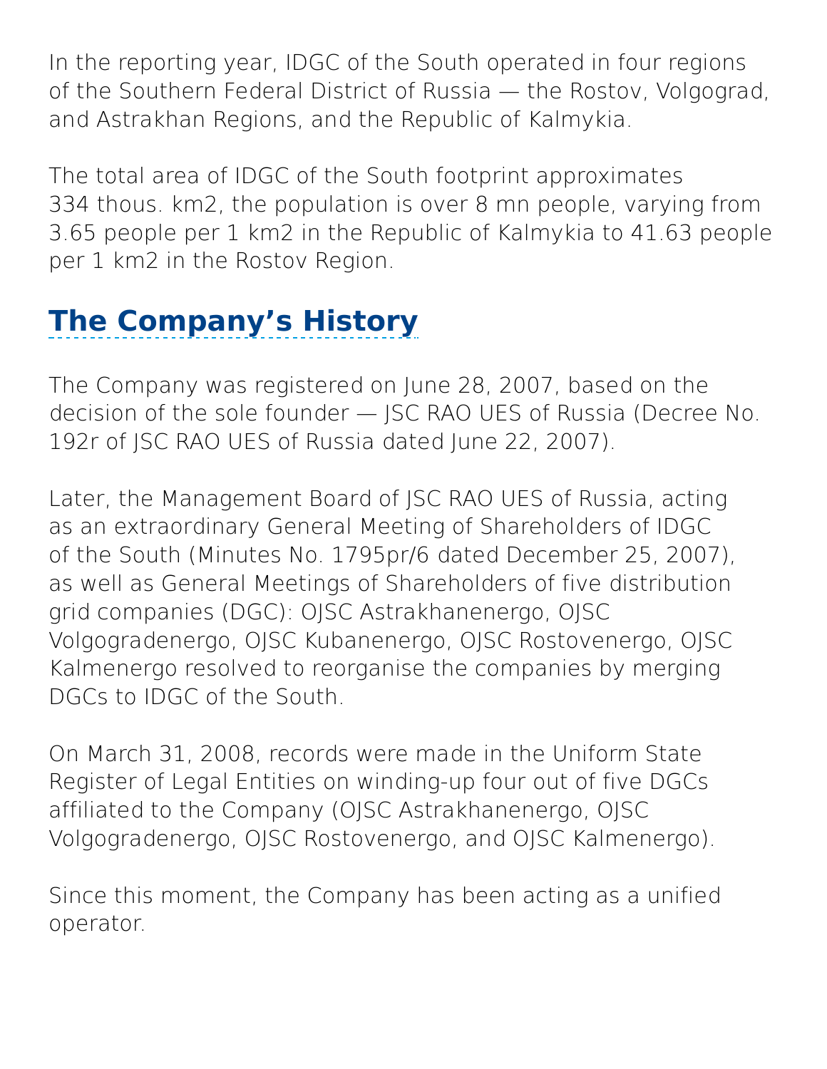In the reporting year, IDGC of the South operated in four regions of the Southern Federal District of Russia — the Rostov, Volgograd, and Astrakhan Regions, and the Republic of Kalmykia.

The total area of IDGC of the South footprint approximates 334 thous. km2, the population is over 8 mn people, varying from 3.65 people per 1 km2 in the Republic of Kalmykia to 41.63 people per 1 km2 in the Rostov Region.

## The Company's History

The Company was registered on June 28, 2007, based on the decision of the sole founder — JSC RAO UES of Russia (Decree No. 192r of JSC RAO UES of Russia dated June 22, 2007).

Later, the Management Board of JSC RAO UES of Russia, acting as an extraordinary General Meeting of Shareholders of IDGC of the South (Minutes No. 1795pr/6 dated December 25, 2007), as well as General Meetings of Shareholders of five distribution grid companies (DGC): OJSC Astrakhanenergo, OJSC Volgogradenergo, OJSC Kubanenergo, OJSC Rostovenergo, OJSC Kalmenergo resolved to reorganise the companies by merging DGCs to IDGC of the South.

On March 31, 2008, records were made in the Uniform State Register of Legal Entities on winding-up four out of five DGCs affiliated to the Company (OJSC Astrakhanenergo, OJSC Volgogradenergo, OJSC Rostovenergo, and OJSC Kalmenergo).

Since this moment, the Company has been acting as a unified operator.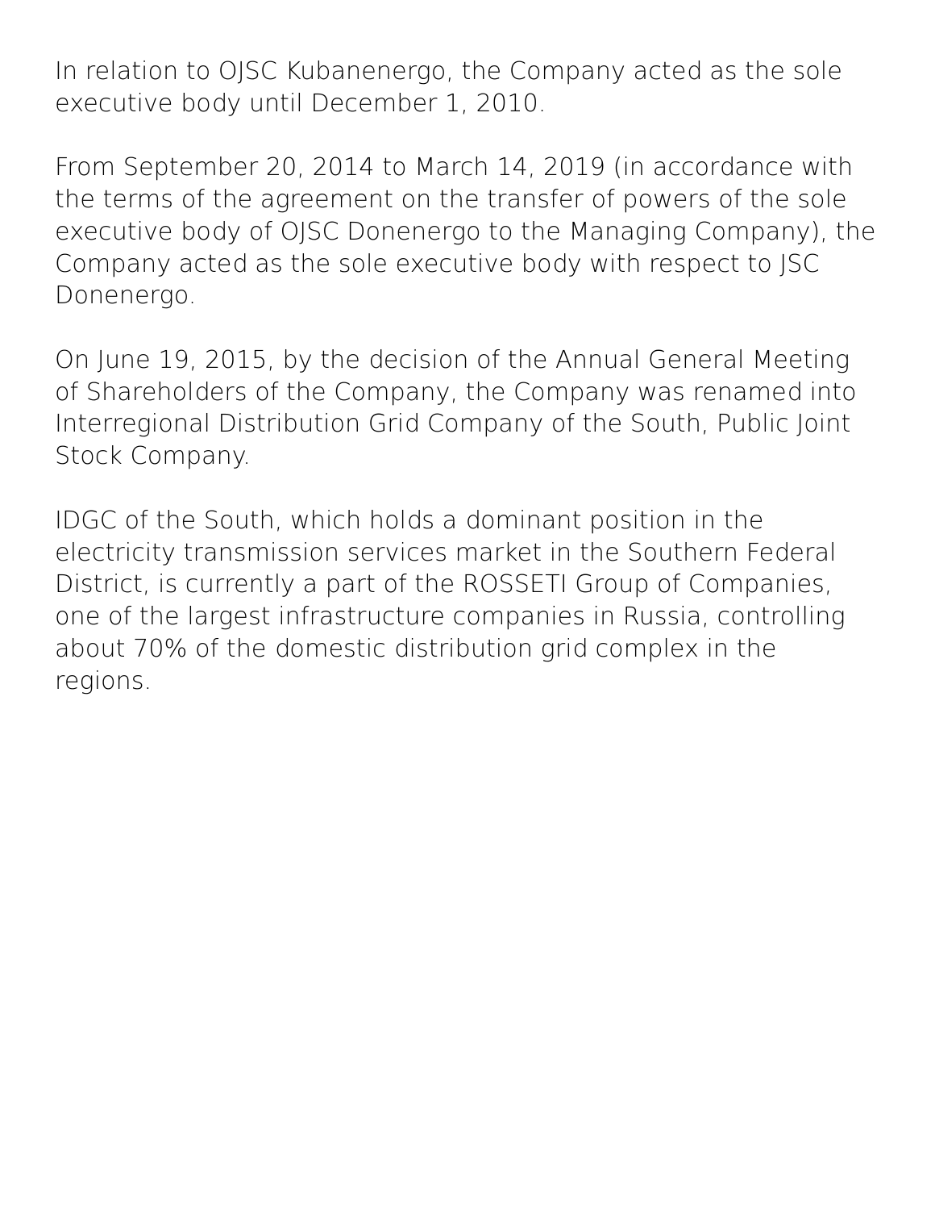In relation to OJSC Kubanenergo, the Company acted as the sole executive body until December 1, 2010.

From September 20, 2014 to March 14, 2019 (in accordance with the terms of the agreement on the transfer of powers of the sole executive body of OJSC Donenergo to the Managing Company), the Company acted as the sole executive body with respect to JSC Donenergo.

On June 19, 2015, by the decision of the Annual General Meeting of Shareholders of the Company, the Company was renamed into Interregional Distribution Grid Company of the South, Public Joint Stock Company.

IDGC of the South, which holds a dominant position in the electricity transmission services market in the Southern Federal District, is currently a part of the ROSSETI Group of Companies, one of the largest infrastructure companies in Russia, controlling about 70% of the domestic distribution grid complex in the regions.